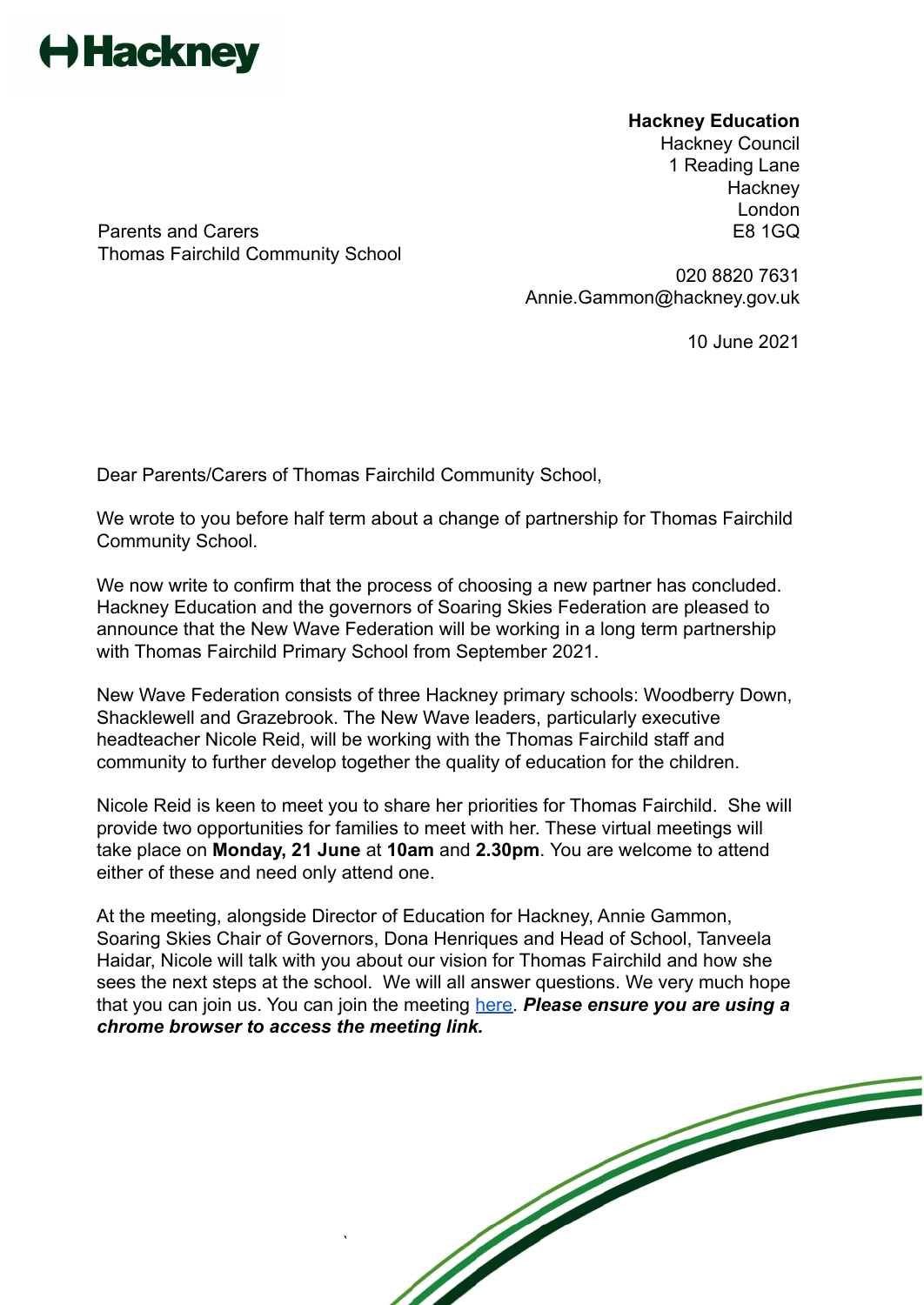**Hackney**

**Hackney Education**
Hackney Council
1 Reading Lane
Hackney
London
E8 1GQ

020 8820 7631
Annie.Gammon@hackney.gov.uk

10 June 2021

Parents and Carers
Thomas Fairchild Community School

Dear Parents/Carers of Thomas Fairchild Community School,

We wrote to you before half term about a change of partnership for Thomas Fairchild Community School.

We now write to confirm that the process of choosing a new partner has concluded. Hackney Education and the governors of Soaring Skies Federation are pleased to announce that the New Wave Federation will be working in a long term partnership with Thomas Fairchild Primary School from September 2021.

New Wave Federation consists of three Hackney primary schools: Woodberry Down, Shacklewell and Grazebrook. The New Wave leaders, particularly executive headteacher Nicole Reid, will be working with the Thomas Fairchild staff and community to further develop together the quality of education for the children.

Nicole Reid is keen to meet you to share her priorities for Thomas Fairchild. She will provide two opportunities for families to meet with her. These virtual meetings will take place on **Monday, 21 June** at **10am** and **2.30pm**. You are welcome to attend either of these and need only attend one.

At the meeting, alongside Director of Education for Hackney, Annie Gammon, Soaring Skies Chair of Governors, Dona Henriques and Head of School, Tanveela Haidar, Nicole will talk with you about our vision for Thomas Fairchild and how she sees the next steps at the school. We will all answer questions. We very much hope that you can join us. You can join the meeting here. ***Please ensure you are using a chrome browser to access the meeting link.***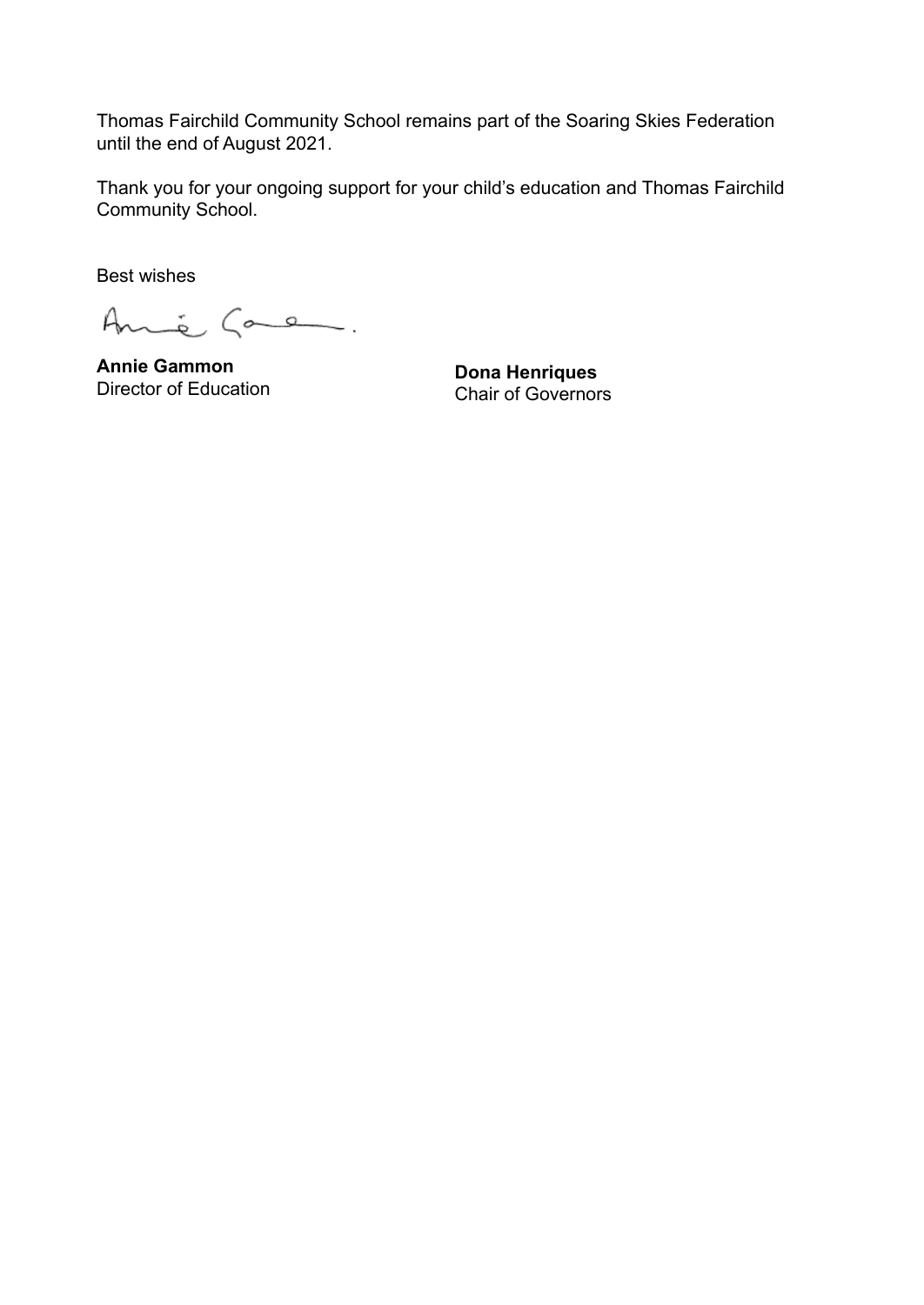Thomas Fairchild Community School remains part of the Soaring Skies Federation until the end of August 2021.

Thank you for your ongoing support for your child's education and Thomas Fairchild Community School.

Best wishes

**Annie Gammon**
Director of Education

**Dona Henriques**
Chair of Governors